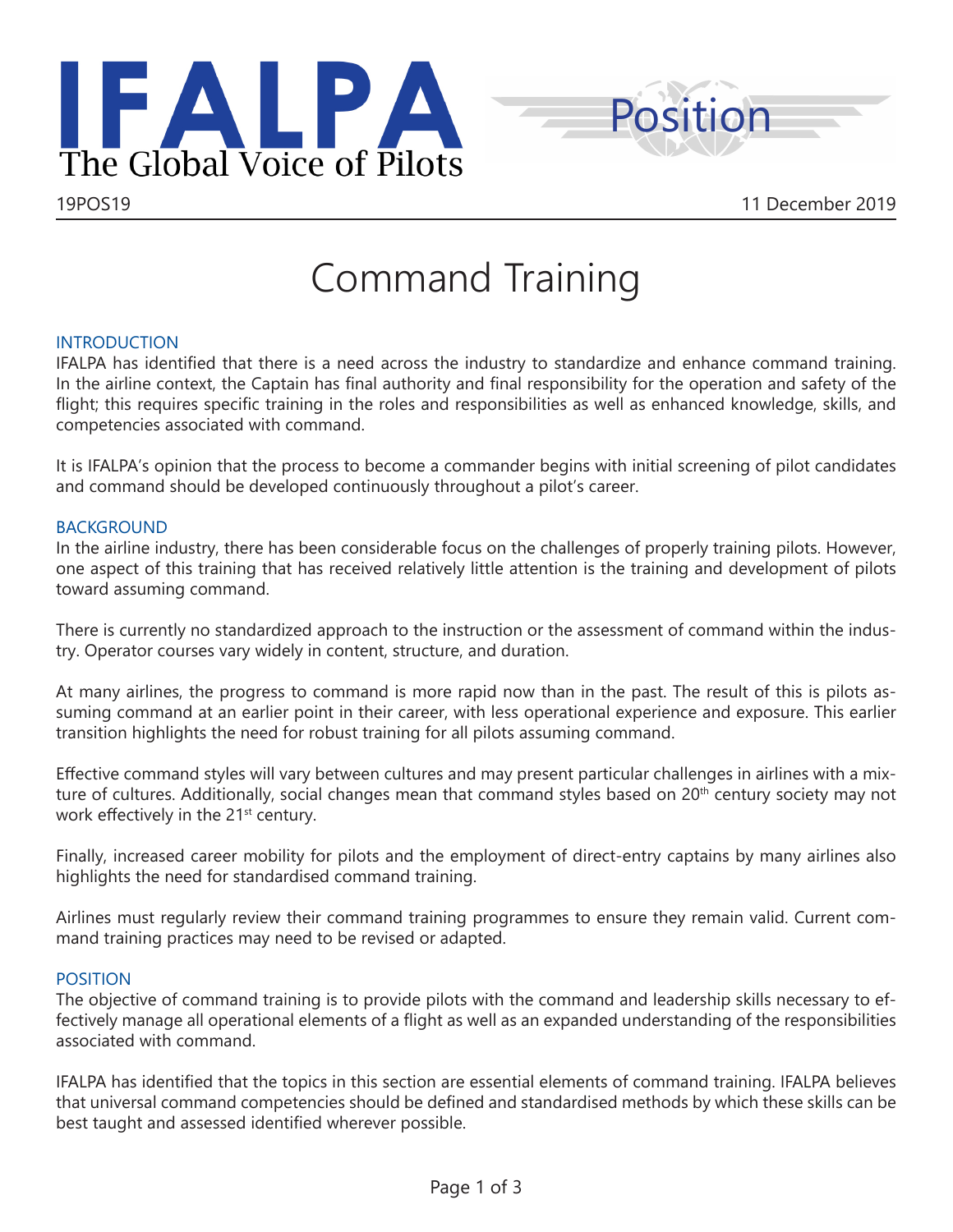IFALPA
The Global Voice of Pilots

Position

19POS19 11 December 2019

# Command Training

## INTRODUCTION

IFALPA has identified that there is a need across the industry to standardize and enhance command training. In the airline context, the Captain has final authority and final responsibility for the operation and safety of the flight; this requires specific training in the roles and responsibilities as well as enhanced knowledge, skills, and competencies associated with command.

It is IFALPA's opinion that the process to become a commander begins with initial screening of pilot candidates and command should be developed continuously throughout a pilot's career.

## BACKGROUND

In the airline industry, there has been considerable focus on the challenges of properly training pilots. However, one aspect of this training that has received relatively little attention is the training and development of pilots toward assuming command.

There is currently no standardized approach to the instruction or the assessment of command within the industry. Operator courses vary widely in content, structure, and duration.

At many airlines, the progress to command is more rapid now than in the past. The result of this is pilots assuming command at an earlier point in their career, with less operational experience and exposure. This earlier transition highlights the need for robust training for all pilots assuming command.

Effective command styles will vary between cultures and may present particular challenges in airlines with a mixture of cultures. Additionally, social changes mean that command styles based on 20th century society may not work effectively in the 21st century.

Finally, increased career mobility for pilots and the employment of direct-entry captains by many airlines also highlights the need for standardised command training.

Airlines must regularly review their command training programmes to ensure they remain valid. Current command training practices may need to be revised or adapted.

## POSITION

The objective of command training is to provide pilots with the command and leadership skills necessary to effectively manage all operational elements of a flight as well as an expanded understanding of the responsibilities associated with command.

IFALPA has identified that the topics in this section are essential elements of command training. IFALPA believes that universal command competencies should be defined and standardised methods by which these skills can be best taught and assessed identified wherever possible.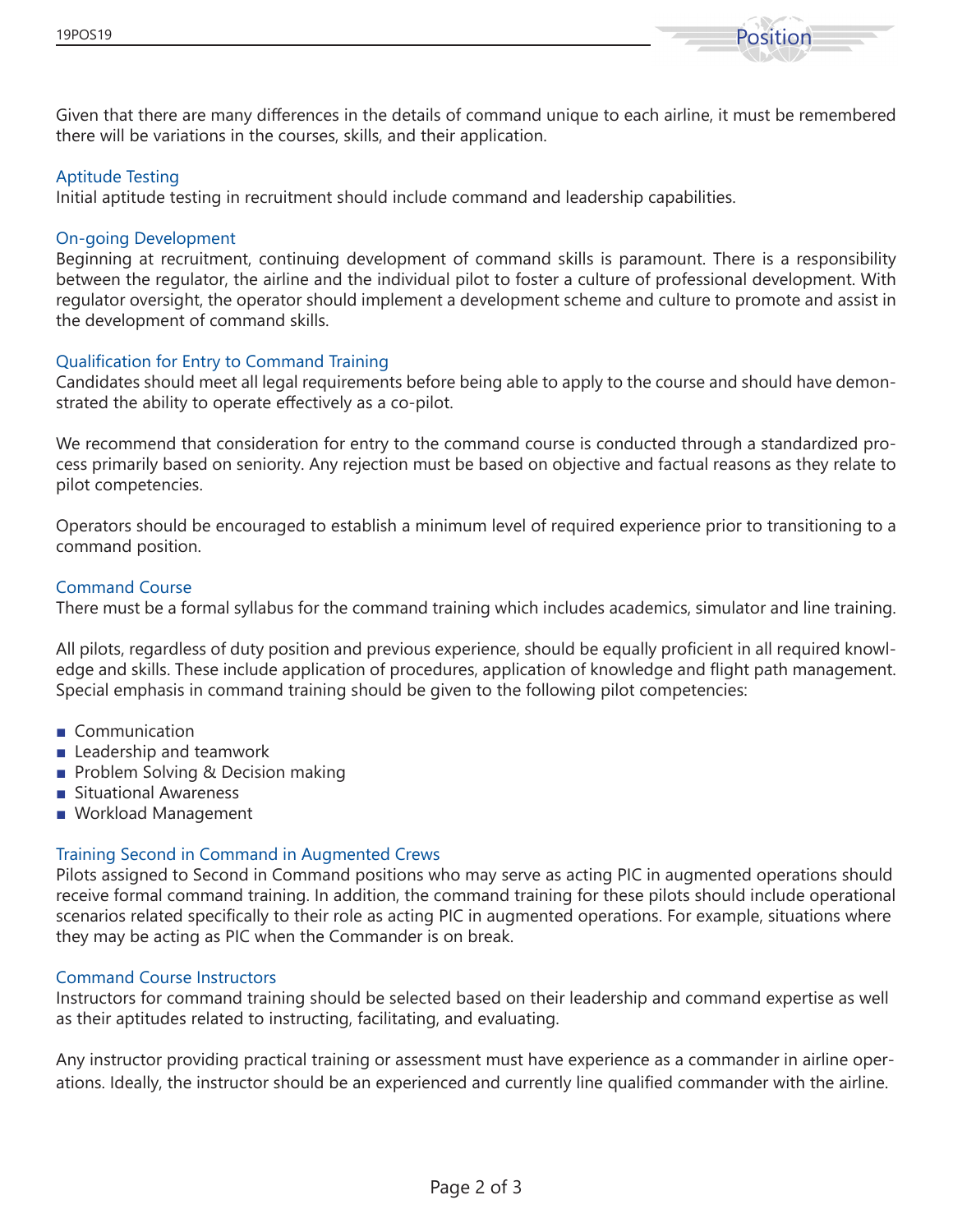Given that there are many differences in the details of command unique to each airline, it must be remembered there will be variations in the courses, skills, and their application.

### Aptitude Testing

Initial aptitude testing in recruitment should include command and leadership capabilities.

### On-going Development

Beginning at recruitment, continuing development of command skills is paramount. There is a responsibility between the regulator, the airline and the individual pilot to foster a culture of professional development. With regulator oversight, the operator should implement a development scheme and culture to promote and assist in the development of command skills.

### Qualification for Entry to Command Training

Candidates should meet all legal requirements before being able to apply to the course and should have demonstrated the ability to operate effectively as a co-pilot.

We recommend that consideration for entry to the command course is conducted through a standardized process primarily based on seniority. Any rejection must be based on objective and factual reasons as they relate to pilot competencies.

Operators should be encouraged to establish a minimum level of required experience prior to transitioning to a command position.

### Command Course

There must be a formal syllabus for the command training which includes academics, simulator and line training.

All pilots, regardless of duty position and previous experience, should be equally proficient in all required knowledge and skills. These include application of procedures, application of knowledge and flight path management. Special emphasis in command training should be given to the following pilot competencies:

- Communication
- Leadership and teamwork
- Problem Solving & Decision making
- Situational Awareness
- Workload Management

### Training Second in Command in Augmented Crews

Pilots assigned to Second in Command positions who may serve as acting PIC in augmented operations should receive formal command training. In addition, the command training for these pilots should include operational scenarios related specifically to their role as acting PIC in augmented operations. For example, situations where they may be acting as PIC when the Commander is on break.

### Command Course Instructors

Instructors for command training should be selected based on their leadership and command expertise as well as their aptitudes related to instructing, facilitating, and evaluating.

Any instructor providing practical training or assessment must have experience as a commander in airline operations. Ideally, the instructor should be an experienced and currently line qualified commander with the airline.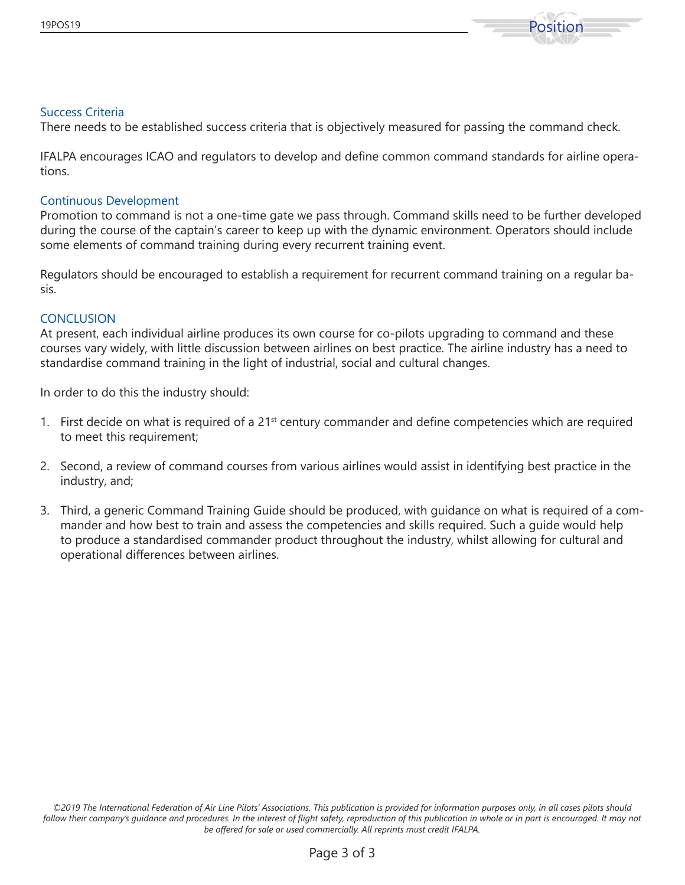### Success Criteria

There needs to be established success criteria that is objectively measured for passing the command check.

IFALPA encourages ICAO and regulators to develop and define common command standards for airline operations.

### Continuous Development

Promotion to command is not a one-time gate we pass through. Command skills need to be further developed during the course of the captain's career to keep up with the dynamic environment. Operators should include some elements of command training during every recurrent training event.

Regulators should be encouraged to establish a requirement for recurrent command training on a regular basis.

## CONCLUSION

At present, each individual airline produces its own course for co-pilots upgrading to command and these courses vary widely, with little discussion between airlines on best practice. The airline industry has a need to standardise command training in the light of industrial, social and cultural changes.

In order to do this the industry should:

1. First decide on what is required of a 21st century commander and define competencies which are required to meet this requirement;

2. Second, a review of command courses from various airlines would assist in identifying best practice in the industry, and;

3. Third, a generic Command Training Guide should be produced, with guidance on what is required of a commander and how best to train and assess the competencies and skills required. Such a guide would help to produce a standardised commander product throughout the industry, whilst allowing for cultural and operational differences between airlines.

*©2019 The International Federation of Air Line Pilots' Associations. This publication is provided for information purposes only, in all cases pilots should follow their company's guidance and procedures. In the interest of flight safety, reproduction of this publication in whole or in part is encouraged. It may not be offered for sale or used commercially. All reprints must credit IFALPA.*